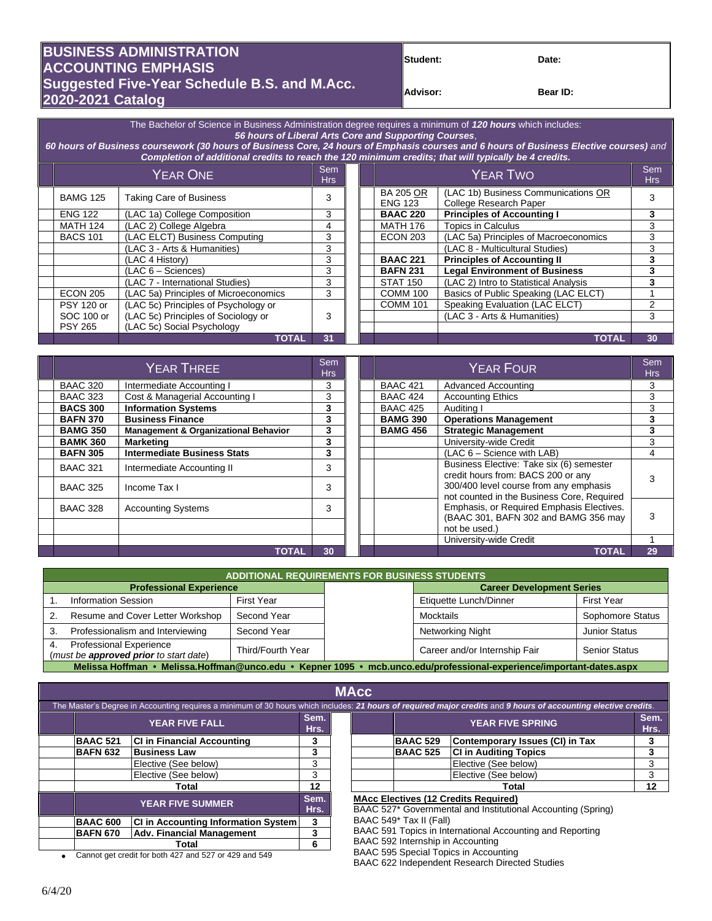# BUSINESS ADMINISTRATION
# ACCOUNTING EMPHASIS
# Suggested Five-Year Schedule B.S. and M.Acc.
# 2020-2021 Catalog

| Student: | Date: |
|---|---|
| Advisor: | Bear ID: |

The Bachelor of Science in Business Administration degree requires a minimum of ***120 hours*** which includes:
***56 hours of Liberal Arts Core and Supporting Courses***,
***60 hours of Business coursework (30 hours of Business Core, 24 hours of Emphasis courses and 6 hours of Business Elective courses)*** *and*
***Completion of additional credits to reach the 120 minimum credits; that will typically be 4 credits.***

| | YEAR ONE | Sem Hrs | | YEAR TWO | Sem Hrs |
|---|---|---|---|---|---|
| BAMG 125 | Taking Care of Business | 3 | BA 205 OR ENG 123 | (LAC 1b) Business Communications OR College Research Paper | 3 |
| ENG 122 | (LAC 1a) College Composition | 3 | **BAAC 220** | **Principles of Accounting I** | **3** |
| MATH 124 | (LAC 2) College Algebra | 4 | MATH 176 | Topics in Calculus | 3 |
| BACS 101 | (LAC ELCT) Business Computing | 3 | ECON 203 | (LAC 5a) Principles of Macroeconomics | 3 |
| | (LAC 3 - Arts & Humanities) | 3 | | (LAC 8 - Multicultural Studies) | 3 |
| | (LAC 4 History) | 3 | **BAAC 221** | **Principles of Accounting II** | **3** |
| | (LAC 6 – Sciences) | 3 | **BAFN 231** | **Legal Environment of Business** | **3** |
| | (LAC 7 - International Studies) | 3 | STAT 150 | (LAC 2) Intro to Statistical Analysis | **3** |
| ECON 205 | (LAC 5a) Principles of Microeconomics | 3 | COMM 100 | Basics of Public Speaking (LAC ELCT) | 1 |
| PSY 120 or SOC 100 or PSY 265 | (LAC 5c) Principles of Psychology or (LAC 5c) Principles of Sociology or (LAC 5c) Social Psychology | 3 | COMM 101 | Speaking Evaluation (LAC ELCT) | 2 |
| | | | | (LAC 3 - Arts & Humanities) | 3 |
| | **TOTAL** | **31** | | **TOTAL** | **30** |

| | YEAR THREE | Sem Hrs | | YEAR FOUR | Sem Hrs |
|---|---|---|---|---|---|
| BAAC 320 | Intermediate Accounting I | 3 | BAAC 421 | Advanced Accounting | 3 |
| BAAC 323 | Cost & Managerial Accounting I | 3 | BAAC 424 | Accounting Ethics | 3 |
| **BACS 300** | **Information Systems** | **3** | BAAC 425 | Auditing I | 3 |
| **BAFN 370** | **Business Finance** | **3** | **BAMG 390** | **Operations Management** | **3** |
| **BAMG 350** | **Management & Organizational Behavior** | **3** | **BAMG 456** | **Strategic Management** | **3** |
| **BAMK 360** | **Marketing** | **3** | | University-wide Credit | 3 |
| **BAFN 305** | **Intermediate Business Stats** | **3** | | (LAC 6 – Science with LAB) | 4 |
| BAAC 321 | Intermediate Accounting II | 3 | | Business Elective: Take six (6) semester credit hours from: BACS 200 or any 300/400 level course from any emphasis not counted in the Business Core, Required Emphasis, or Required Emphasis Electives. (BAAC 301, BAFN 302 and BAMG 356 may not be used.) | 3 |
| BAAC 325 | Income Tax I | 3 | | | |
| BAAC 328 | Accounting Systems | 3 | | | 3 |
| | | | | University-wide Credit | 1 |
| | **TOTAL** | **30** | | **TOTAL** | **29** |

## ADDITIONAL REQUIREMENTS FOR BUSINESS STUDENTS

| Professional Experience | | Career Development Series | |
|---|---|---|---|
| 1. Information Session | First Year | Etiquette Lunch/Dinner | First Year |
| 2. Resume and Cover Letter Workshop | Second Year | Mocktails | Sophomore Status |
| 3. Professionalism and Interviewing | Second Year | Networking Night | Junior Status |
| 4. Professional Experience (*must be **approved** prior to start date*) | Third/Fourth Year | Career and/or Internship Fair | Senior Status |

**Melissa Hoffman • Melissa.Hoffman@unco.edu • Kepner 1095 • mcb.unco.edu/professional-experience/important-dates.aspx**

## MAcc

The Master's Degree in Accounting requires a minimum of 30 hours which includes: ***21 hours of required major credits*** and ***9 hours of accounting elective credits***.

| YEAR FIVE FALL | | Sem. Hrs. |
|---|---|---|
| **BAAC 521** | **CI in Financial Accounting** | **3** |
| **BAFN 632** | **Business Law** | **3** |
| | Elective (See below) | 3 |
| | Elective (See below) | 3 |
| | **Total** | **12** |

| YEAR FIVE SPRING | | Sem. Hrs. |
|---|---|---|
| **BAAC 529** | **Contemporary Issues (CI) in Tax** | **3** |
| **BAAC 525** | **CI in Auditing Topics** | **3** |
| | Elective (See below) | 3 |
| | Elective (See below) | 3 |
| | **Total** | **12** |

| YEAR FIVE SUMMER | | Sem. Hrs. |
|---|---|---|
| **BAAC 600** | **CI in Accounting Information System** | **3** |
| **BAFN 670** | **Adv. Financial Management** | **3** |
| | **Total** | **6** |

- Cannot get credit for both 427 and 527 or 429 and 549

**MAcc Electives (12 Credits Required)**

BAAC 527* Governmental and Institutional Accounting (Spring)
BAAC 549* Tax II (Fall)
BAAC 591 Topics in International Accounting and Reporting
BAAC 592 Internship in Accounting
BAAC 595 Special Topics in Accounting
BAAC 622 Independent Research Directed Studies

6/4/20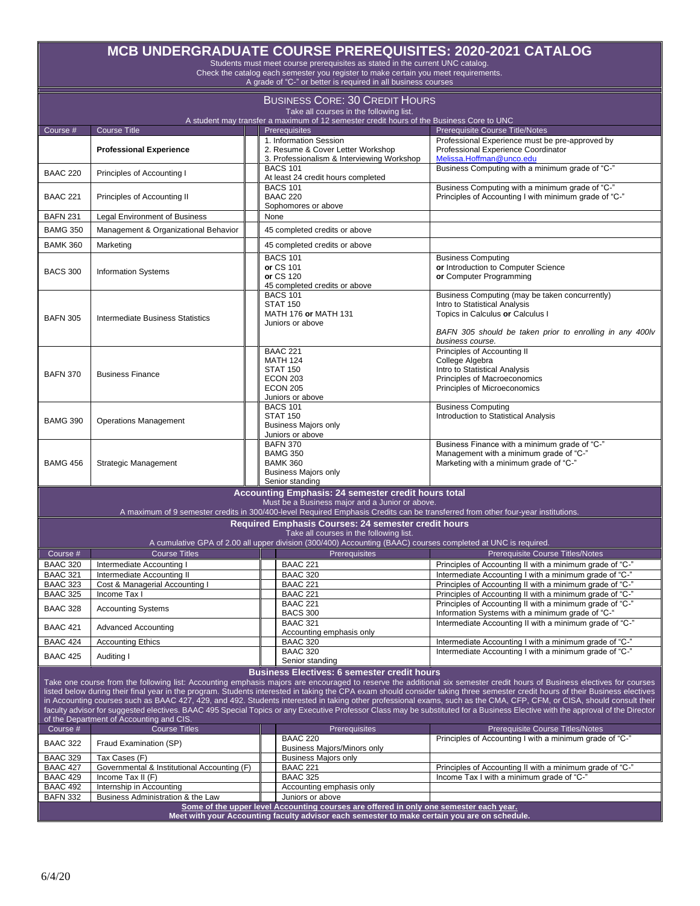# MCB UNDERGRADUATE COURSE PREREQUISITES: 2020-2021 CATALOG

Students must meet course prerequisites as stated in the current UNC catalog.
Check the catalog each semester you register to make certain you meet requirements.
A grade of "C-" or better is required in all business courses

## BUSINESS CORE: 30 CREDIT HOURS

Take all courses in the following list.
A student may transfer a maximum of 12 semester credit hours of the Business Core to UNC

| Course # | Course Title | Prerequisites | Prerequisite Course Title/Notes |
|---|---|---|---|
| | **Professional Experience** | 1. Information Session<br>2. Resume & Cover Letter Workshop<br>3. Professionalism & Interviewing Workshop | Professional Experience must be pre-approved by Professional Experience Coordinator Melissa.Hoffman@unco.edu |
| BAAC 220 | Principles of Accounting I | BACS 101<br>At least 24 credit hours completed | Business Computing with a minimum grade of "C-" |
| BAAC 221 | Principles of Accounting II | BACS 101<br>BAAC 220<br>Sophomores or above | Business Computing with a minimum grade of "C-"<br>Principles of Accounting I with minimum grade of "C-" |
| BAFN 231 | Legal Environment of Business | None | |
| BAMG 350 | Management & Organizational Behavior | 45 completed credits or above | |
| BAMK 360 | Marketing | 45 completed credits or above | |
| BACS 300 | Information Systems | BACS 101<br>**or** CS 101<br>**or** CS 120<br>45 completed credits or above | Business Computing<br>**or** Introduction to Computer Science<br>**or** Computer Programming |
| BAFN 305 | Intermediate Business Statistics | BACS 101<br>STAT 150<br>MATH 176 **or** MATH 131<br>Juniors or above | Business Computing (may be taken concurrently)<br>Intro to Statistical Analysis<br>Topics in Calculus **or** Calculus I<br><br>*BAFN 305 should be taken prior to enrolling in any 400lv business course.* |
| BAFN 370 | Business Finance | BAAC 221<br>MATH 124<br>STAT 150<br>ECON 203<br>ECON 205<br>Juniors or above | Principles of Accounting II<br>College Algebra<br>Intro to Statistical Analysis<br>Principles of Macroeconomics<br>Principles of Microeconomics |
| BAMG 390 | Operations Management | BACS 101<br>STAT 150<br>Business Majors only<br>Juniors or above | Business Computing<br>Introduction to Statistical Analysis |
| BAMG 456 | Strategic Management | BAFN 370<br>BAMG 350<br>BAMK 360<br>Business Majors only<br>Senior standing | Business Finance with a minimum grade of "C-"<br>Management with a minimum grade of "C-"<br>Marketing with a minimum grade of "C-" |

## Accounting Emphasis: 24 semester credit hours total

Must be a Business major and a Junior or above.
A maximum of 9 semester credits in 300/400-level Required Emphasis Credits can be transferred from other four-year institutions.

### Required Emphasis Courses: 24 semester credit hours

Take all courses in the following list.
A cumulative GPA of 2.00 all upper division (300/400) Accounting (BAAC) courses completed at UNC is required.

| Course # | Course Titles | Prerequisites | Prerequisite Course Titles/Notes |
|---|---|---|---|
| BAAC 320 | Intermediate Accounting I | BAAC 221 | Principles of Accounting II with a minimum grade of "C-" |
| BAAC 321 | Intermediate Accounting II | BAAC 320 | Intermediate Accounting I with a minimum grade of "C-" |
| BAAC 323 | Cost & Managerial Accounting I | BAAC 221 | Principles of Accounting II with a minimum grade of "C-" |
| BAAC 325 | Income Tax I | BAAC 221 | Principles of Accounting II with a minimum grade of "C-" |
| BAAC 328 | Accounting Systems | BAAC 221<br>BACS 300 | Principles of Accounting II with a minimum grade of "C-"<br>Information Systems with a minimum grade of "C-" |
| BAAC 421 | Advanced Accounting | BAAC 321<br>Accounting emphasis only | Intermediate Accounting II with a minimum grade of "C-" |
| BAAC 424 | Accounting Ethics | BAAC 320 | Intermediate Accounting I with a minimum grade of "C-" |
| BAAC 425 | Auditing I | BAAC 320<br>Senior standing | Intermediate Accounting I with a minimum grade of "C-" |

### Business Electives: 6 semester credit hours

Take one course from the following list: Accounting emphasis majors are encouraged to reserve the additional six semester credit hours of Business electives for courses listed below during their final year in the program. Students interested in taking the CPA exam should consider taking three semester credit hours of their Business electives in Accounting courses such as BAAC 427, 429, and 492. Students interested in taking other professional exams, such as the CMA, CFP, CFM, or CISA, should consult their faculty advisor for suggested electives. BAAC 495 Special Topics or any Executive Professor Class may be substituted for a Business Elective with the approval of the Director of the Department of Accounting and CIS.

| Course # | Course Titles | Prerequisites | Prerequisite Course Titles/Notes |
|---|---|---|---|
| BAAC 322 | Fraud Examination (SP) | BAAC 220<br>Business Majors/Minors only | Principles of Accounting I with a minimum grade of "C-" |
| BAAC 329 | Tax Cases (F) | Business Majors only | |
| BAAC 427 | Governmental & Institutional Accounting (F) | BAAC 221 | Principles of Accounting II with a minimum grade of "C-" |
| BAAC 429 | Income Tax II (F) | BAAC 325 | Income Tax I with a minimum grade of "C-" |
| BAAC 492 | Internship in Accounting | Accounting emphasis only | |
| BAFN 332 | Business Administration & the Law | Juniors or above | |

**Some of the upper level Accounting courses are offered in only one semester each year.**
**Meet with your Accounting faculty advisor each semester to make certain you are on schedule.**

6/4/20